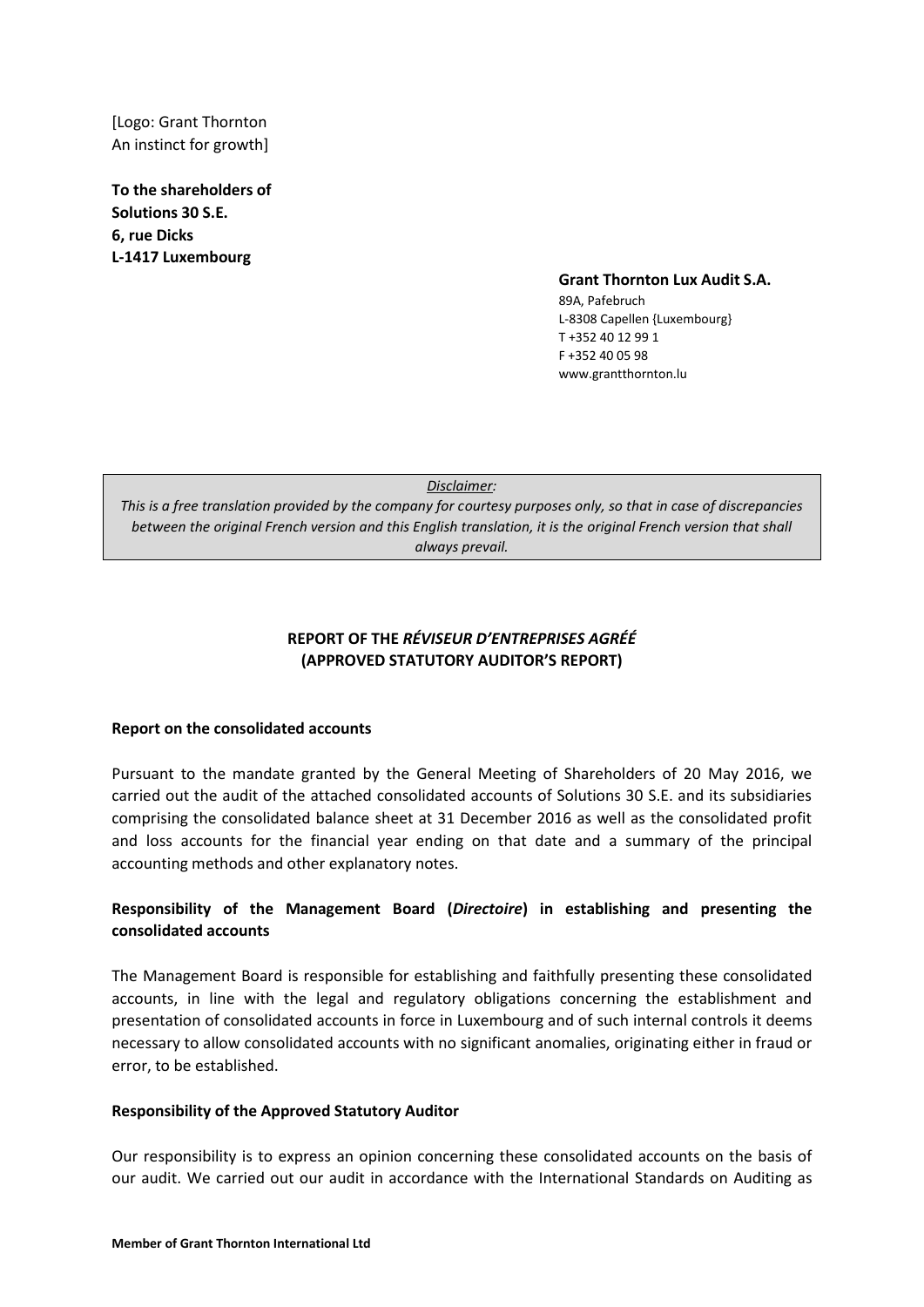[Logo: Grant Thornton
An instinct for growth]

**To the shareholders of**
**Solutions 30 S.E.**
**6, rue Dicks**
**L-1417 Luxembourg**

**Grant Thornton Lux Audit S.A.**
89A, Pafebruch
L-8308 Capellen {Luxembourg}
T +352 40 12 99 1
F +352 40 05 98
www.grantthornton.lu

*Disclaimer:*
*This is a free translation provided by the company for courtesy purposes only, so that in case of discrepancies between the original French version and this English translation, it is the original French version that shall always prevail.*

## REPORT OF THE *RÉVISEUR D'ENTREPRISES AGRÉÉ* (APPROVED STATUTORY AUDITOR'S REPORT)

### Report on the consolidated accounts

Pursuant to the mandate granted by the General Meeting of Shareholders of 20 May 2016, we carried out the audit of the attached consolidated accounts of Solutions 30 S.E. and its subsidiaries comprising the consolidated balance sheet at 31 December 2016 as well as the consolidated profit and loss accounts for the financial year ending on that date and a summary of the principal accounting methods and other explanatory notes.

### Responsibility of the Management Board (*Directoire*) in establishing and presenting the consolidated accounts

The Management Board is responsible for establishing and faithfully presenting these consolidated accounts, in line with the legal and regulatory obligations concerning the establishment and presentation of consolidated accounts in force in Luxembourg and of such internal controls it deems necessary to allow consolidated accounts with no significant anomalies, originating either in fraud or error, to be established.

### Responsibility of the Approved Statutory Auditor

Our responsibility is to express an opinion concerning these consolidated accounts on the basis of our audit. We carried out our audit in accordance with the International Standards on Auditing as

**Member of Grant Thornton International Ltd**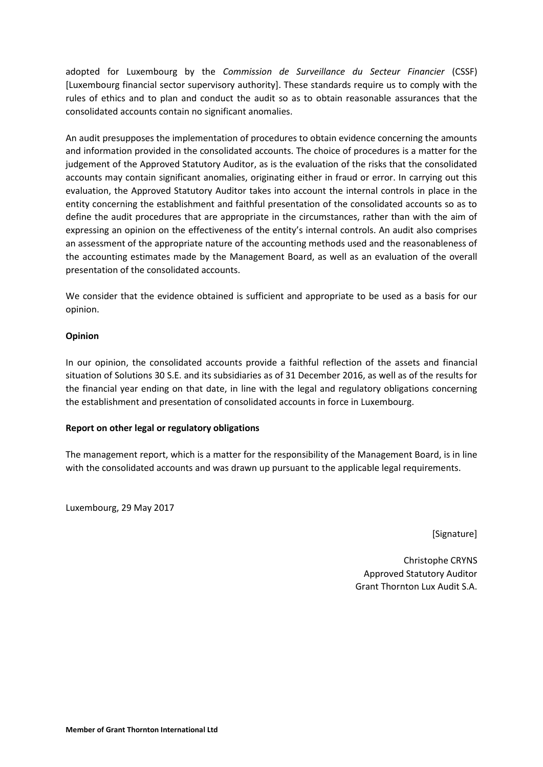adopted for Luxembourg by the *Commission de Surveillance du Secteur Financier* (CSSF) [Luxembourg financial sector supervisory authority]. These standards require us to comply with the rules of ethics and to plan and conduct the audit so as to obtain reasonable assurances that the consolidated accounts contain no significant anomalies.

An audit presupposes the implementation of procedures to obtain evidence concerning the amounts and information provided in the consolidated accounts. The choice of procedures is a matter for the judgement of the Approved Statutory Auditor, as is the evaluation of the risks that the consolidated accounts may contain significant anomalies, originating either in fraud or error. In carrying out this evaluation, the Approved Statutory Auditor takes into account the internal controls in place in the entity concerning the establishment and faithful presentation of the consolidated accounts so as to define the audit procedures that are appropriate in the circumstances, rather than with the aim of expressing an opinion on the effectiveness of the entity's internal controls. An audit also comprises an assessment of the appropriate nature of the accounting methods used and the reasonableness of the accounting estimates made by the Management Board, as well as an evaluation of the overall presentation of the consolidated accounts.

We consider that the evidence obtained is sufficient and appropriate to be used as a basis for our opinion.

**Opinion**

In our opinion, the consolidated accounts provide a faithful reflection of the assets and financial situation of Solutions 30 S.E. and its subsidiaries as of 31 December 2016, as well as of the results for the financial year ending on that date, in line with the legal and regulatory obligations concerning the establishment and presentation of consolidated accounts in force in Luxembourg.

**Report on other legal or regulatory obligations**

The management report, which is a matter for the responsibility of the Management Board, is in line with the consolidated accounts and was drawn up pursuant to the applicable legal requirements.

Luxembourg, 29 May 2017

[Signature]

Christophe CRYNS
Approved Statutory Auditor
Grant Thornton Lux Audit S.A.

**Member of Grant Thornton International Ltd**